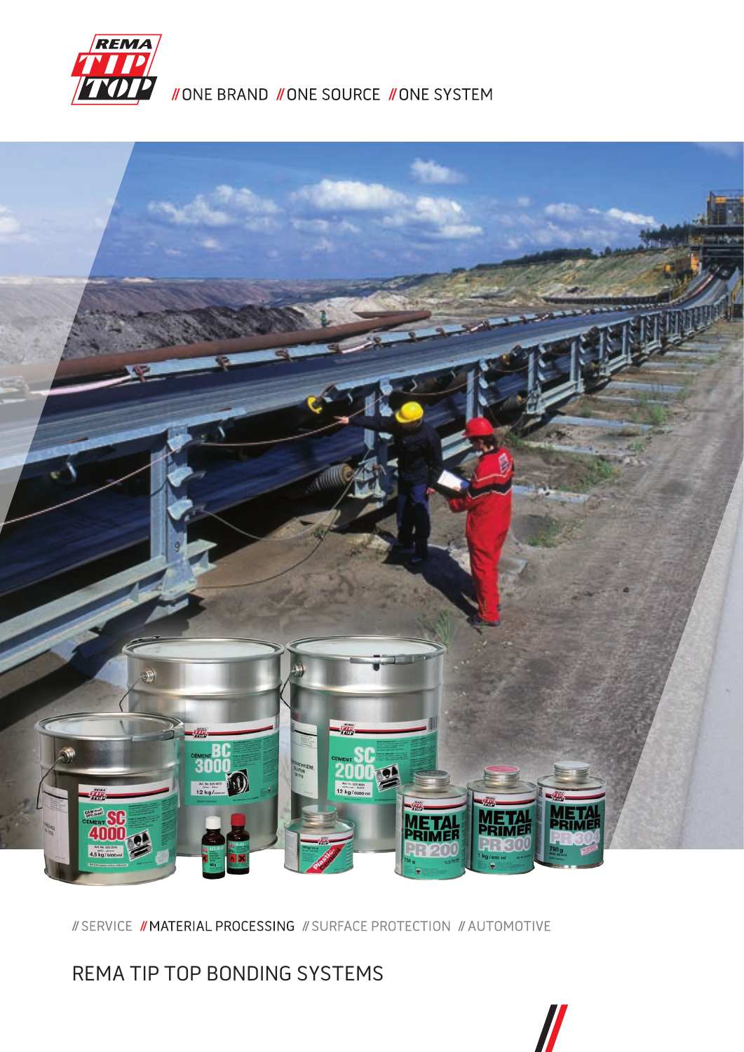// ONE BRAND // ONE SOURCE // ONE SYSTEM

// SERVICE // MATERIAL PROCESSING // SURFACE PROTECTION // AUTOMOTIVE

# REMA TIP TOP BONDING SYSTEMS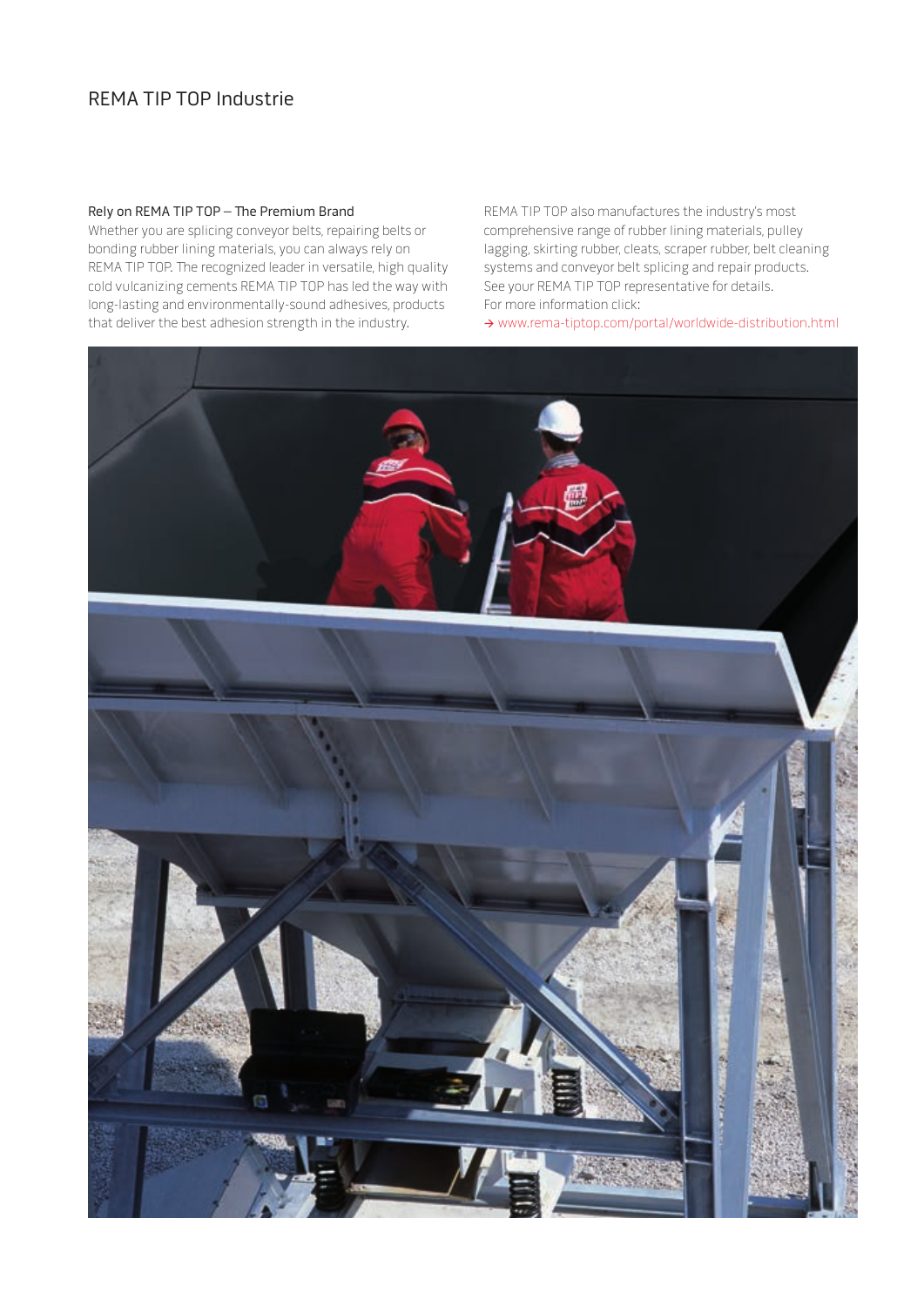# REMA TIP TOP Industrie

**Rely on REMA TIP TOP – The Premium Brand**

Whether you are splicing conveyor belts, repairing belts or bonding rubber lining materials, you can always rely on REMA TIP TOP. The recognized leader in versatile, high quality cold vulcanizing cements REMA TIP TOP has led the way with long-lasting and environmentally-sound adhesives, products that deliver the best adhesion strength in the industry.

REMA TIP TOP also manufactures the industry's most comprehensive range of rubber lining materials, pulley lagging, skirting rubber, cleats, scraper rubber, belt cleaning systems and conveyor belt splicing and repair products. See your REMA TIP TOP representative for details. For more information click:

→ www.rema-tiptop.com/portal/worldwide-distribution.html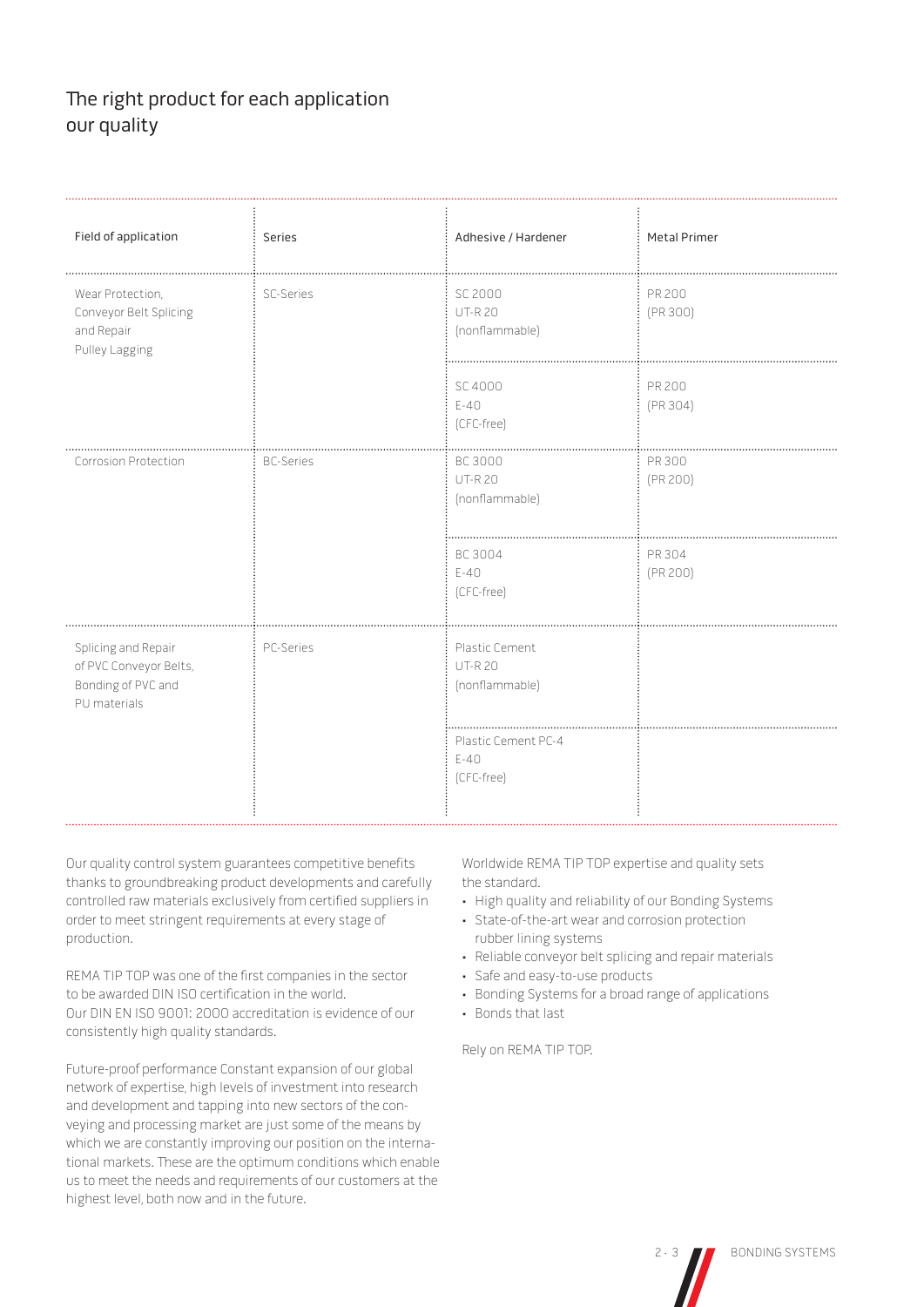## The right product for each application our quality

| Field of application | Series | Adhesive / Hardener | Metal Primer |
|---|---|---|---|
| Wear Protection, Conveyor Belt Splicing and Repair Pulley Lagging | SC-Series | SC 2000<br>UT-R 20<br>(nonflammable) | PR 200<br>(PR 300) |
| | | SC 4000<br>E-40<br>(CFC-free) | PR 200<br>(PR 304) |
| Corrosion Protection | BC-Series | BC 3000<br>UT-R 20<br>(nonflammable) | PR 300<br>(PR 200) |
| | | BC 3004<br>E-40<br>(CFC-free) | PR 304<br>(PR 200) |
| Splicing and Repair of PVC Conveyor Belts, Bonding of PVC and PU materials | PC-Series | Plastic Cement<br>UT-R 20<br>(nonflammable) | |
| | | Plastic Cement PC-4<br>E-40<br>(CFC-free) | |

Our quality control system guarantees competitive benefits thanks to groundbreaking product developments and carefully controlled raw materials exclusively from certified suppliers in order to meet stringent requirements at every stage of production.

REMA TIP TOP was one of the first companies in the sector to be awarded DIN ISO certification in the world. Our DIN EN ISO 9001: 2000 accreditation is evidence of our consistently high quality standards.

Future-proof performance Constant expansion of our global network of expertise, high levels of investment into research and development and tapping into new sectors of the conveying and processing market are just some of the means by which we are constantly improving our position on the international markets. These are the optimum conditions which enable us to meet the needs and requirements of our customers at the highest level, both now and in the future.

Worldwide REMA TIP TOP expertise and quality sets the standard.

- High quality and reliability of our Bonding Systems
- State-of-the-art wear and corrosion protection rubber lining systems
- Reliable conveyor belt splicing and repair materials
- Safe and easy-to-use products
- Bonding Systems for a broad range of applications
- Bonds that last

Rely on REMA TIP TOP.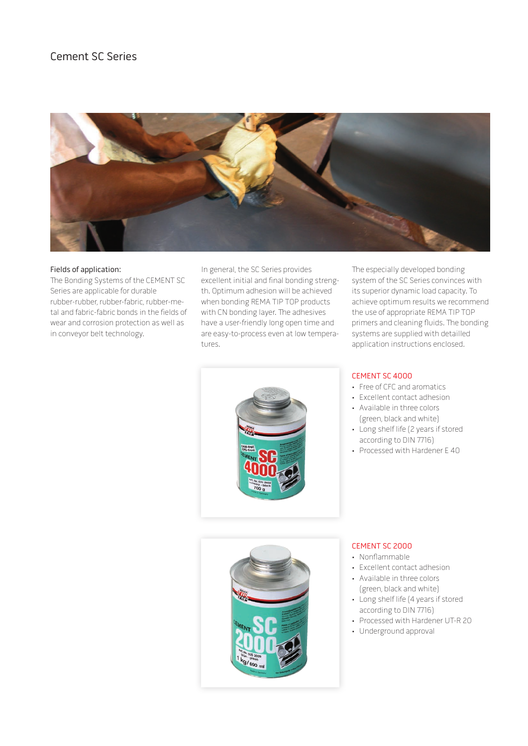# Cement SC Series

Fields of application:
The Bonding Systems of the CEMENT SC Series are applicable for durable rubber-rubber, rubber-fabric, rubber-metal and fabric-fabric bonds in the fields of wear and corrosion protection as well as in conveyor belt technology.

In general, the SC Series provides excellent initial and final bonding strength. Optimum adhesion will be achieved when bonding REMA TIP TOP products with CN bonding layer. The adhesives have a user-friendly long open time and are easy-to-process even at low temperatures.

The especially developed bonding system of the SC Series convinces with its superior dynamic load capacity. To achieve optimum results we recommend the use of appropriate REMA TIP TOP primers and cleaning fluids. The bonding systems are supplied with detailled application instructions enclosed.

## CEMENT SC 4000

- Free of CFC and aromatics
- Excellent contact adhesion
- Available in three colors (green, black and white)
- Long shelf life (2 years if stored according to DIN 7716)
- Processed with Hardener E 40

## CEMENT SC 2000

- Nonflammable
- Excellent contact adhesion
- Available in three colors (green, black and white)
- Long shelf life (4 years if stored according to DIN 7716)
- Processed with Hardener UT-R 20
- Underground approval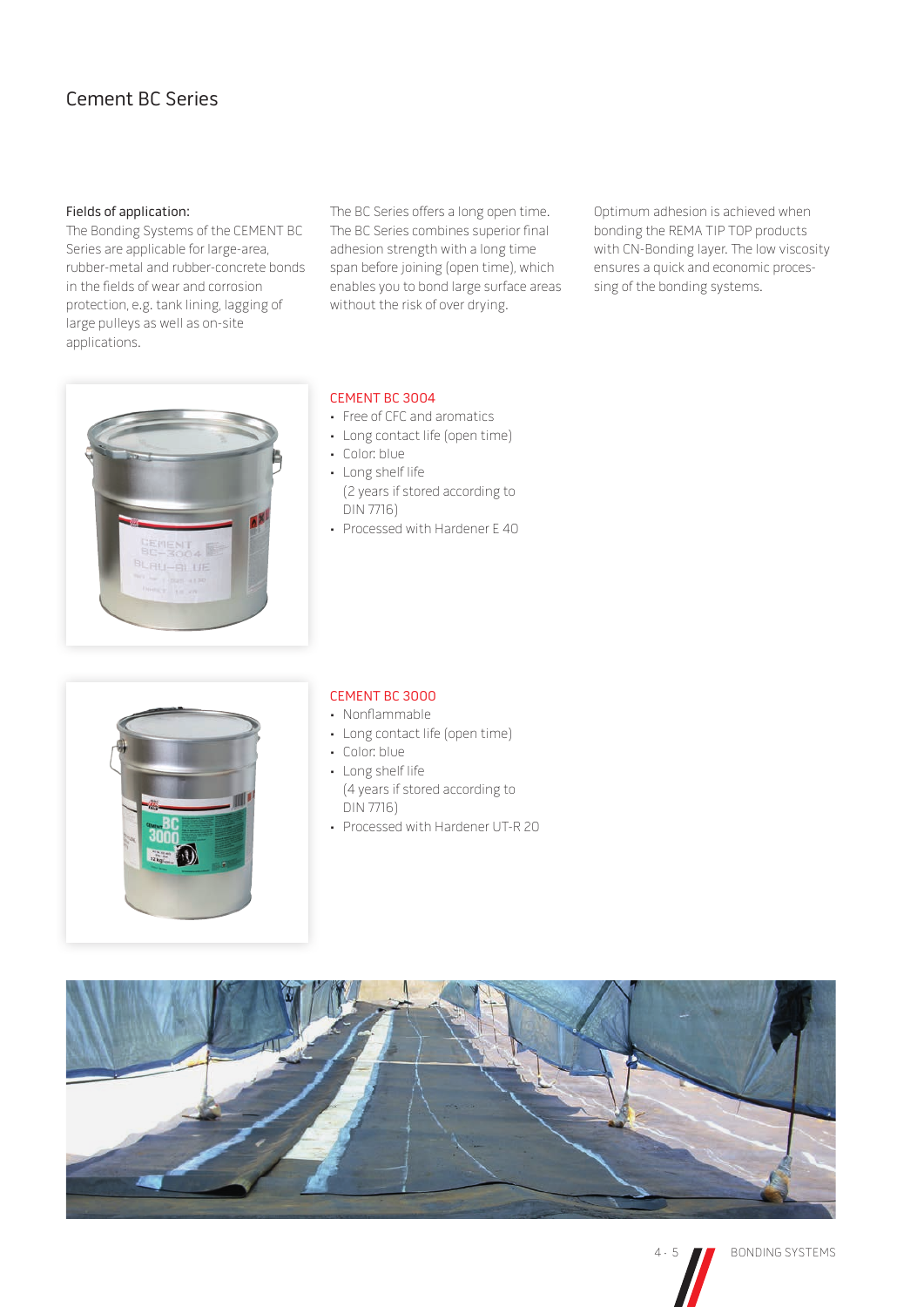# Cement BC Series

**Fields of application:**
The Bonding Systems of the CEMENT BC Series are applicable for large-area, rubber-metal and rubber-concrete bonds in the fields of wear and corrosion protection, e.g. tank lining, lagging of large pulleys as well as on-site applications.

The BC Series offers a long open time. The BC Series combines superior final adhesion strength with a long time span before joining (open time), which enables you to bond large surface areas without the risk of over drying.

Optimum adhesion is achieved when bonding the REMA TIP TOP products with CN-Bonding layer. The low viscosity ensures a quick and economic processing of the bonding systems.

## CEMENT BC 3004

- Free of CFC and aromatics
- Long contact life (open time)
- Color: blue
- Long shelf life (2 years if stored according to DIN 7716)
- Processed with Hardener E 40

## CEMENT BC 3000

- Nonflammable
- Long contact life (open time)
- Color: blue
- Long shelf life (4 years if stored according to DIN 7716)
- Processed with Hardener UT-R 20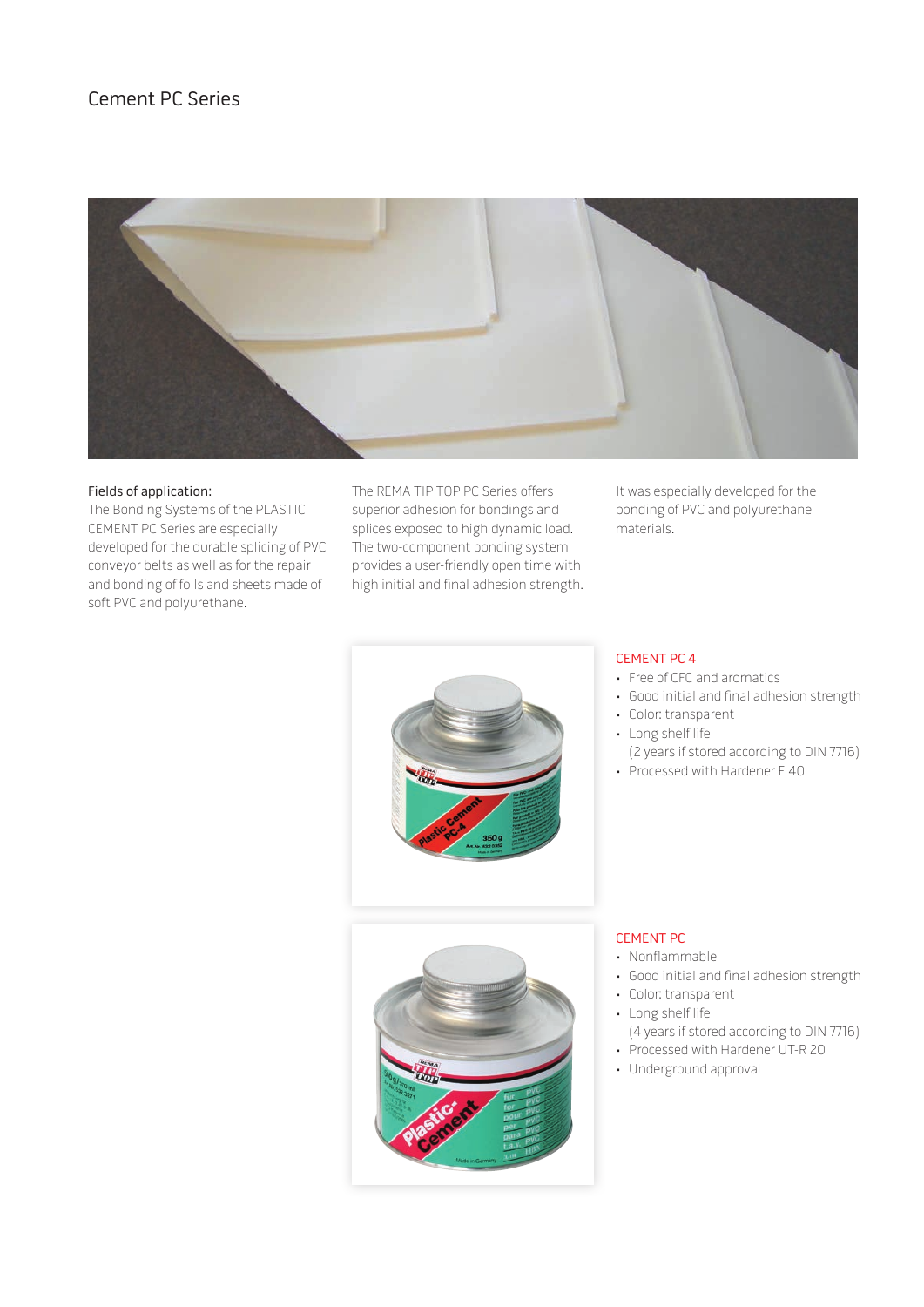# Cement PC Series

**Fields of application:**
The Bonding Systems of the PLASTIC CEMENT PC Series are especially developed for the durable splicing of PVC conveyor belts as well as for the repair and bonding of foils and sheets made of soft PVC and polyurethane.

The REMA TIP TOP PC Series offers superior adhesion for bondings and splices exposed to high dynamic load. The two-component bonding system provides a user-friendly open time with high initial and final adhesion strength.

It was especially developed for the bonding of PVC and polyurethane materials.

## CEMENT PC 4

- Free of CFC and aromatics
- Good initial and final adhesion strength
- Color: transparent
- Long shelf life
  (2 years if stored according to DIN 7716)
- Processed with Hardener E 40

## CEMENT PC

- Nonflammable
- Good initial and final adhesion strength
- Color: transparent
- Long shelf life
  (4 years if stored according to DIN 7716)
- Processed with Hardener UT-R 20
- Underground approval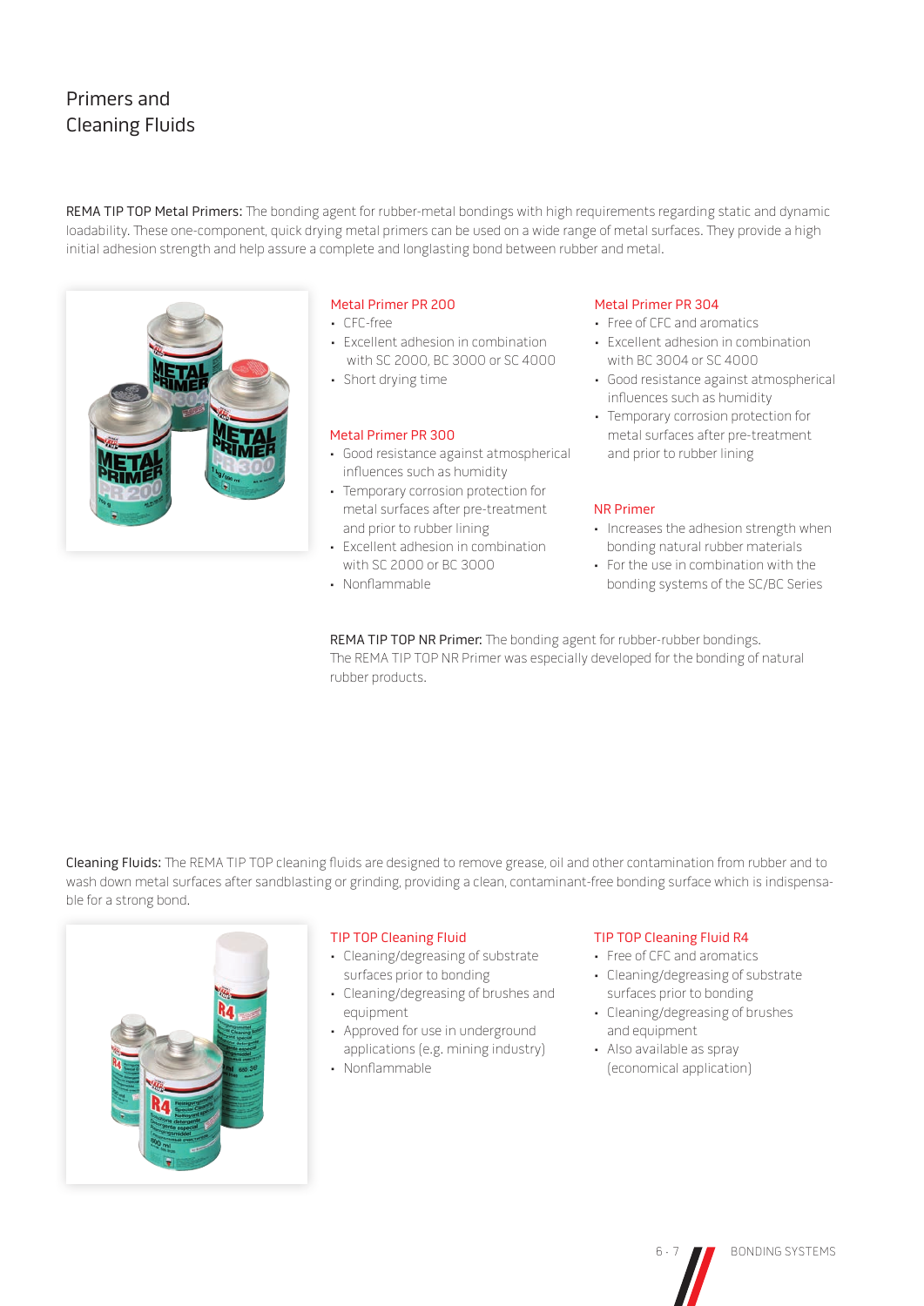# Primers and Cleaning Fluids

**REMA TIP TOP Metal Primers:** The bonding agent for rubber-metal bondings with high requirements regarding static and dynamic loadability. These one-component, quick drying metal primers can be used on a wide range of metal surfaces. They provide a high initial adhesion strength and help assure a complete and longlasting bond between rubber and metal.

### Metal Primer PR 200

- CFC-free
- Excellent adhesion in combination with SC 2000, BC 3000 or SC 4000
- Short drying time

### Metal Primer PR 300

- Good resistance against atmospherical influences such as humidity
- Temporary corrosion protection for metal surfaces after pre-treatment and prior to rubber lining
- Excellent adhesion in combination with SC 2000 or BC 3000
- Nonflammable

### Metal Primer PR 304

- Free of CFC and aromatics
- Excellent adhesion in combination with BC 3004 or SC 4000
- Good resistance against atmospherical influences such as humidity
- Temporary corrosion protection for metal surfaces after pre-treatment and prior to rubber lining

### NR Primer

- Increases the adhesion strength when bonding natural rubber materials
- For the use in combination with the bonding systems of the SC/BC Series

**REMA TIP TOP NR Primer:** The bonding agent for rubber-rubber bondings. The REMA TIP TOP NR Primer was especially developed for the bonding of natural rubber products.

**Cleaning Fluids:** The REMA TIP TOP cleaning fluids are designed to remove grease, oil and other contamination from rubber and to wash down metal surfaces after sandblasting or grinding, providing a clean, contaminant-free bonding surface which is indispensable for a strong bond.

### TIP TOP Cleaning Fluid

- Cleaning/degreasing of substrate surfaces prior to bonding
- Cleaning/degreasing of brushes and equipment
- Approved for use in underground applications (e.g. mining industry)
- Nonflammable

### TIP TOP Cleaning Fluid R4

- Free of CFC and aromatics
- Cleaning/degreasing of substrate surfaces prior to bonding
- Cleaning/degreasing of brushes and equipment
- Also available as spray (economical application)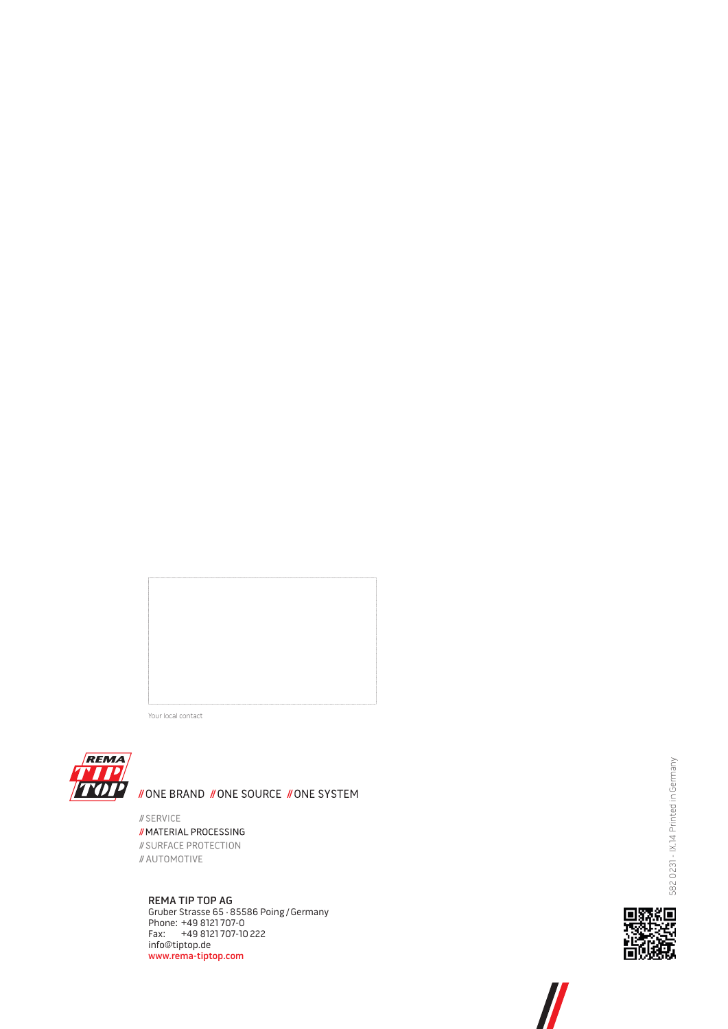Your local contact

REMA TIP TOP

// ONE BRAND // ONE SOURCE // ONE SYSTEM

// SERVICE
// MATERIAL PROCESSING
// SURFACE PROTECTION
// AUTOMOTIVE

**REMA TIP TOP AG**
Gruber Strasse 65 · 85586 Poing / Germany
Phone: +49 8121 707-0
Fax: +49 8121 707-10 222
info@tiptop.de
www.rema-tiptop.com

582 0231 - IX.14 Printed in Germany